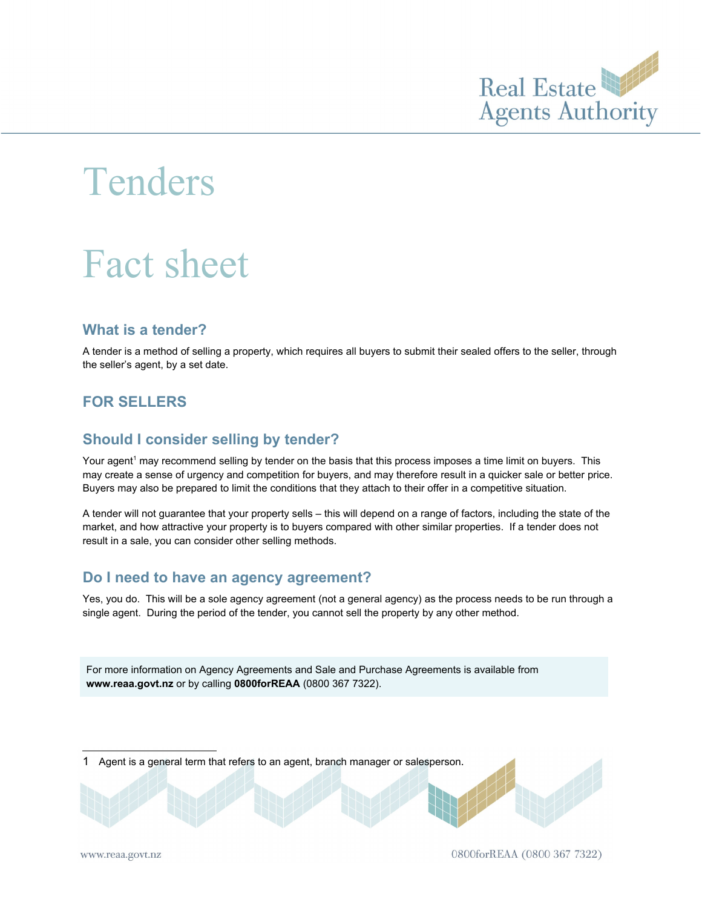# Tenders

# Fact sheet

## What is a tender?

A tender is a method of selling a property, which requires all buyers to submit their sealed offers to the seller, through the seller's agent, by a set date.

## FOR SELLERS

## Should I consider selling by tender?

Your agent[1] may recommend selling by tender on the basis that this process imposes a time limit on buyers. This may create a sense of urgency and competition for buyers, and may therefore result in a quicker sale or better price. Buyers may also be prepared to limit the conditions that they attach to their offer in a competitive situation.

A tender will not guarantee that your property sells – this will depend on a range of factors, including the state of the market, and how attractive your property is to buyers compared with other similar properties. If a tender does not result in a sale, you can consider other selling methods.

## Do I need to have an agency agreement?

Yes, you do. This will be a sole agency agreement (not a general agency) as the process needs to be run through a single agent. During the period of the tender, you cannot sell the property by any other method.

For more information on Agency Agreements and Sale and Purchase Agreements is available from **www.reaa.govt.nz** or by calling **0800forREAA** (0800 367 7322).

---

1 Agent is a general term that refers to an agent, branch manager or salesperson.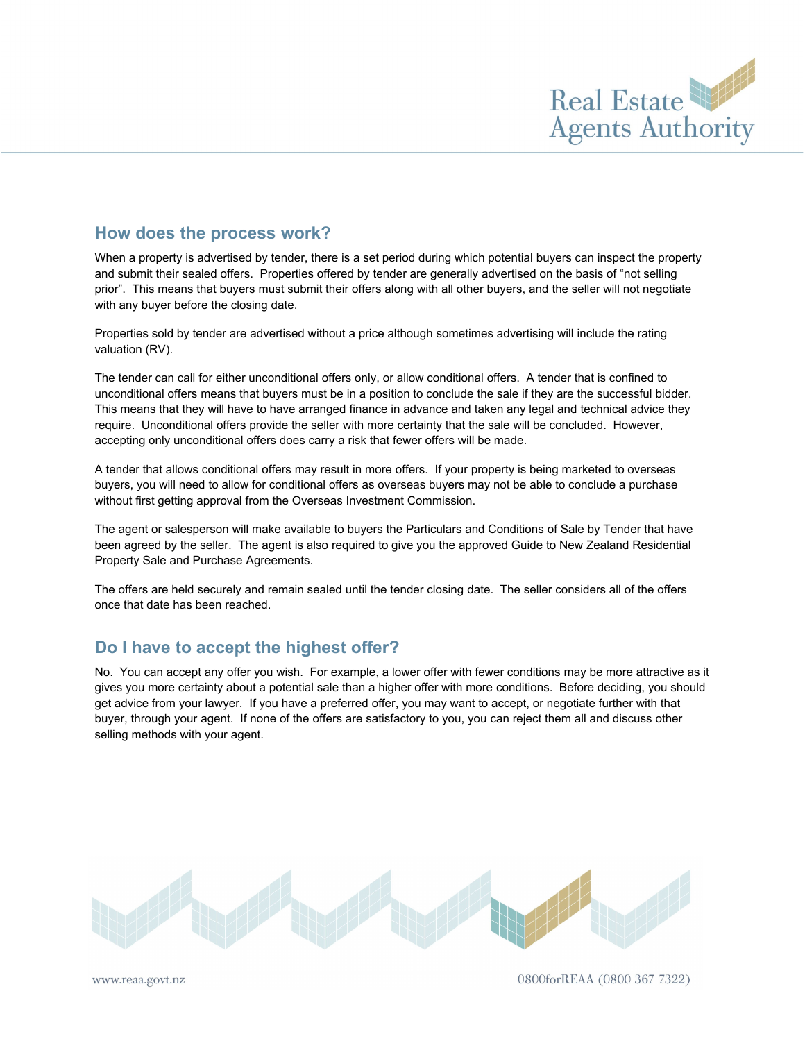## How does the process work?

When a property is advertised by tender, there is a set period during which potential buyers can inspect the property and submit their sealed offers. Properties offered by tender are generally advertised on the basis of "not selling prior". This means that buyers must submit their offers along with all other buyers, and the seller will not negotiate with any buyer before the closing date.

Properties sold by tender are advertised without a price although sometimes advertising will include the rating valuation (RV).

The tender can call for either unconditional offers only, or allow conditional offers. A tender that is confined to unconditional offers means that buyers must be in a position to conclude the sale if they are the successful bidder. This means that they will have to have arranged finance in advance and taken any legal and technical advice they require. Unconditional offers provide the seller with more certainty that the sale will be concluded. However, accepting only unconditional offers does carry a risk that fewer offers will be made.

A tender that allows conditional offers may result in more offers. If your property is being marketed to overseas buyers, you will need to allow for conditional offers as overseas buyers may not be able to conclude a purchase without first getting approval from the Overseas Investment Commission.

The agent or salesperson will make available to buyers the Particulars and Conditions of Sale by Tender that have been agreed by the seller. The agent is also required to give you the approved Guide to New Zealand Residential Property Sale and Purchase Agreements.

The offers are held securely and remain sealed until the tender closing date. The seller considers all of the offers once that date has been reached.

## Do I have to accept the highest offer?

No. You can accept any offer you wish. For example, a lower offer with fewer conditions may be more attractive as it gives you more certainty about a potential sale than a higher offer with more conditions. Before deciding, you should get advice from your lawyer. If you have a preferred offer, you may want to accept, or negotiate further with that buyer, through your agent. If none of the offers are satisfactory to you, you can reject them all and discuss other selling methods with your agent.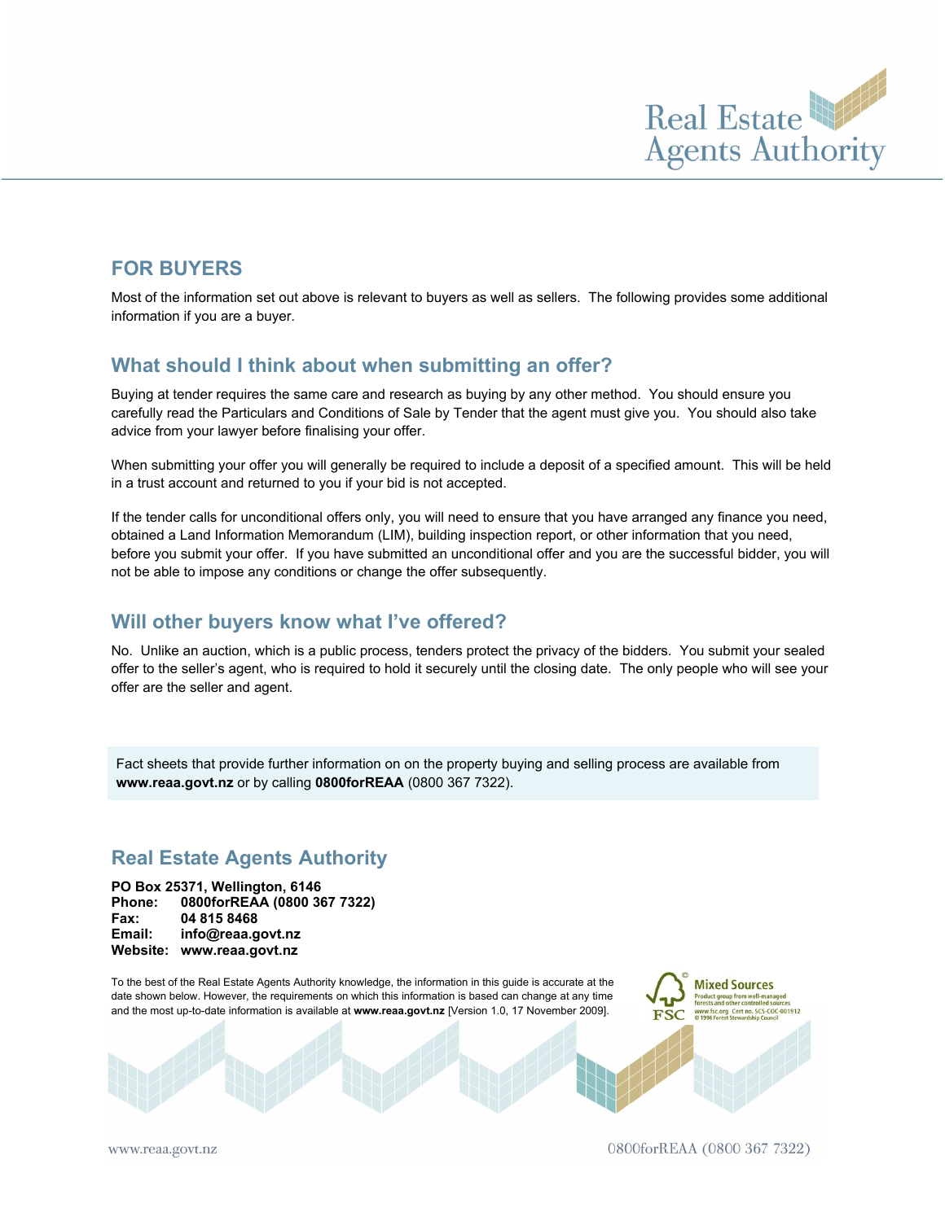## FOR BUYERS

Most of the information set out above is relevant to buyers as well as sellers. The following provides some additional information if you are a buyer.

### What should I think about when submitting an offer?

Buying at tender requires the same care and research as buying by any other method. You should ensure you carefully read the Particulars and Conditions of Sale by Tender that the agent must give you. You should also take advice from your lawyer before finalising your offer.

When submitting your offer you will generally be required to include a deposit of a specified amount. This will be held in a trust account and returned to you if your bid is not accepted.

If the tender calls for unconditional offers only, you will need to ensure that you have arranged any finance you need, obtained a Land Information Memorandum (LIM), building inspection report, or other information that you need, before you submit your offer. If you have submitted an unconditional offer and you are the successful bidder, you will not be able to impose any conditions or change the offer subsequently.

### Will other buyers know what I've offered?

No. Unlike an auction, which is a public process, tenders protect the privacy of the bidders. You submit your sealed offer to the seller's agent, who is required to hold it securely until the closing date. The only people who will see your offer are the seller and agent.

Fact sheets that provide further information on on the property buying and selling process are available from **www.reaa.govt.nz** or by calling **0800forREAA** (0800 367 7322).

## Real Estate Agents Authority

**PO Box 25371, Wellington, 6146**
**Phone: 0800forREAA (0800 367 7322)**
**Fax: 04 815 8468**
**Email: info@reaa.govt.nz**
**Website: www.reaa.govt.nz**

To the best of the Real Estate Agents Authority knowledge, the information in this guide is accurate at the date shown below. However, the requirements on which this information is based can change at any time and the most up-to-date information is available at **www.reaa.govt.nz** [Version 1.0, 17 November 2009].

Mixed Sources
Product group from well-managed forests and other controlled sources
www.fsc.org Cert no. SCS-COC-001912
© 1996 Forest Stewardship Council